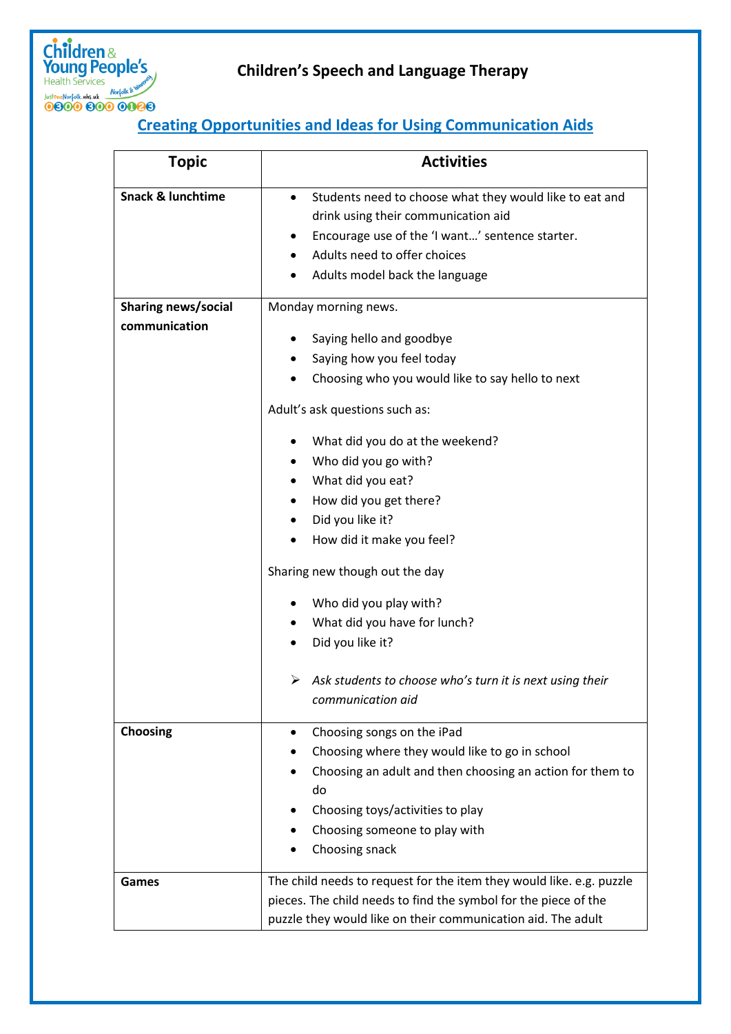# Children's Speech and Language Therapy

## Creating Opportunities and Ideas for Using Communication Aids

| Topic | Activities |
|---|---|
| **Snack & lunchtime** | • Students need to choose what they would like to eat and drink using their communication aid<br>• Encourage use of the 'I want…' sentence starter.<br>• Adults need to offer choices<br>• Adults model back the language |
| **Sharing news/social communication** | Monday morning news.<br>• Saying hello and goodbye<br>• Saying how you feel today<br>• Choosing who you would like to say hello to next<br>Adult's ask questions such as:<br>• What did you do at the weekend?<br>• Who did you go with?<br>• What did you eat?<br>• How did you get there?<br>• Did you like it?<br>• How did it make you feel?<br>Sharing new though out the day<br>• Who did you play with?<br>• What did you have for lunch?<br>• Did you like it?<br>➢ *Ask students to choose who's turn it is next using their communication aid* |
| **Choosing** | • Choosing songs on the iPad<br>• Choosing where they would like to go in school<br>• Choosing an adult and then choosing an action for them to do<br>• Choosing toys/activities to play<br>• Choosing someone to play with<br>• Choosing snack |
| **Games** | The child needs to request for the item they would like. e.g. puzzle pieces. The child needs to find the symbol for the piece of the puzzle they would like on their communication aid. The adult |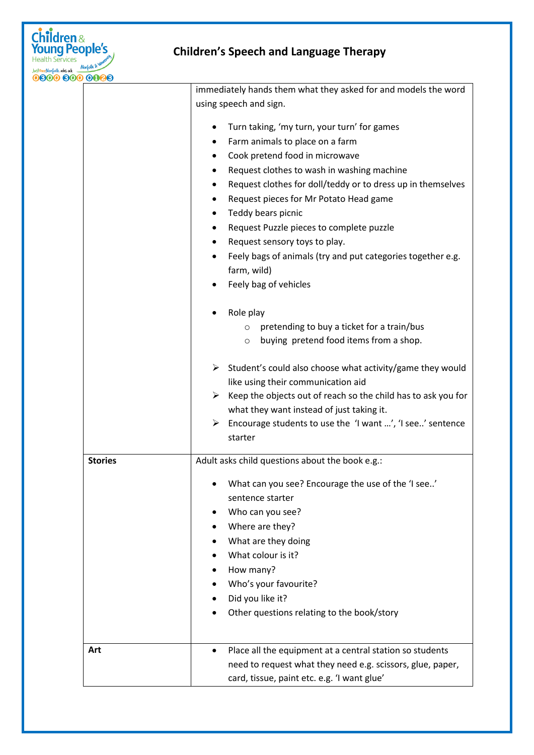| | |
|---|---|
| | immediately hands them what they asked for and models the word using speech and sign.<br><br>• Turn taking, 'my turn, your turn' for games<br>• Farm animals to place on a farm<br>• Cook pretend food in microwave<br>• Request clothes to wash in washing machine<br>• Request clothes for doll/teddy or to dress up in themselves<br>• Request pieces for Mr Potato Head game<br>• Teddy bears picnic<br>• Request Puzzle pieces to complete puzzle<br>• Request sensory toys to play.<br>• Feely bags of animals (try and put categories together e.g. farm, wild)<br>• Feely bag of vehicles<br><br>• Role play<br>  ○ pretending to buy a ticket for a train/bus<br>  ○ buying pretend food items from a shop.<br><br>➢ Student's could also choose what activity/game they would like using their communication aid<br>➢ Keep the objects out of reach so the child has to ask you for what they want instead of just taking it.<br>➢ Encourage students to use the 'I want …', 'I see..' sentence starter |
| **Stories** | Adult asks child questions about the book e.g.:<br><br>• What can you see? Encourage the use of the 'I see..' sentence starter<br>• Who can you see?<br>• Where are they?<br>• What are they doing<br>• What colour is it?<br>• How many?<br>• Who's your favourite?<br>• Did you like it?<br>• Other questions relating to the book/story |
| **Art** | • Place all the equipment at a central station so students need to request what they need e.g. scissors, glue, paper, card, tissue, paint etc. e.g. 'I want glue' |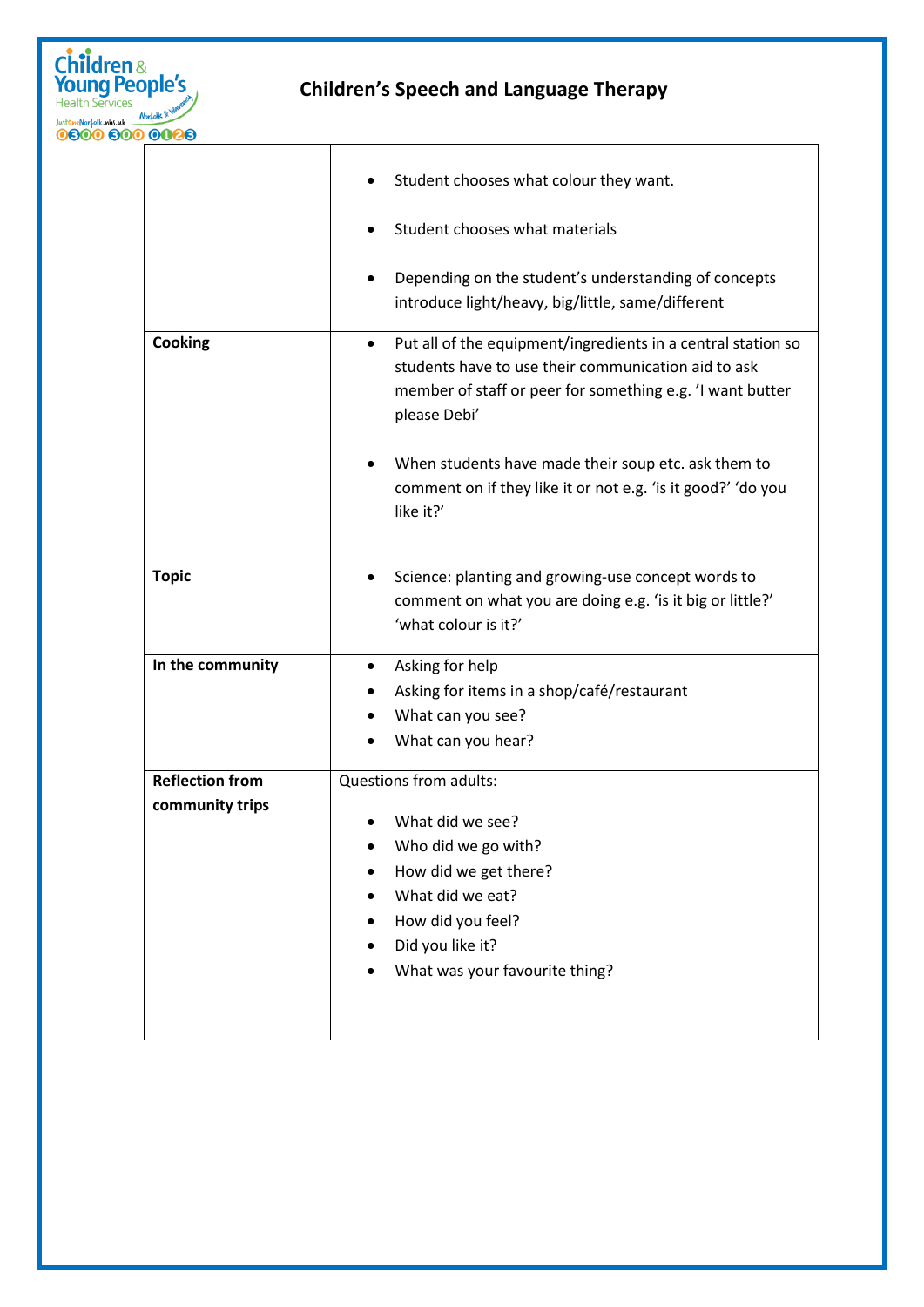## Children's Speech and Language Therapy

| | |
|---|---|
| | • Student chooses what colour they want.<br><br>• Student chooses what materials<br><br>• Depending on the student's understanding of concepts introduce light/heavy, big/little, same/different |
| **Cooking** | • Put all of the equipment/ingredients in a central station so students have to use their communication aid to ask member of staff or peer for something e.g. 'I want butter please Debi'<br><br>• When students have made their soup etc. ask them to comment on if they like it or not e.g. 'is it good?' 'do you like it?' |
| **Topic** | • Science: planting and growing-use concept words to comment on what you are doing e.g. 'is it big or little?' 'what colour is it?' |
| **In the community** | • Asking for help<br>• Asking for items in a shop/café/restaurant<br>• What can you see?<br>• What can you hear? |
| **Reflection from community trips** | Questions from adults:<br><br>• What did we see?<br>• Who did we go with?<br>• How did we get there?<br>• What did we eat?<br>• How did you feel?<br>• Did you like it?<br>• What was your favourite thing? |